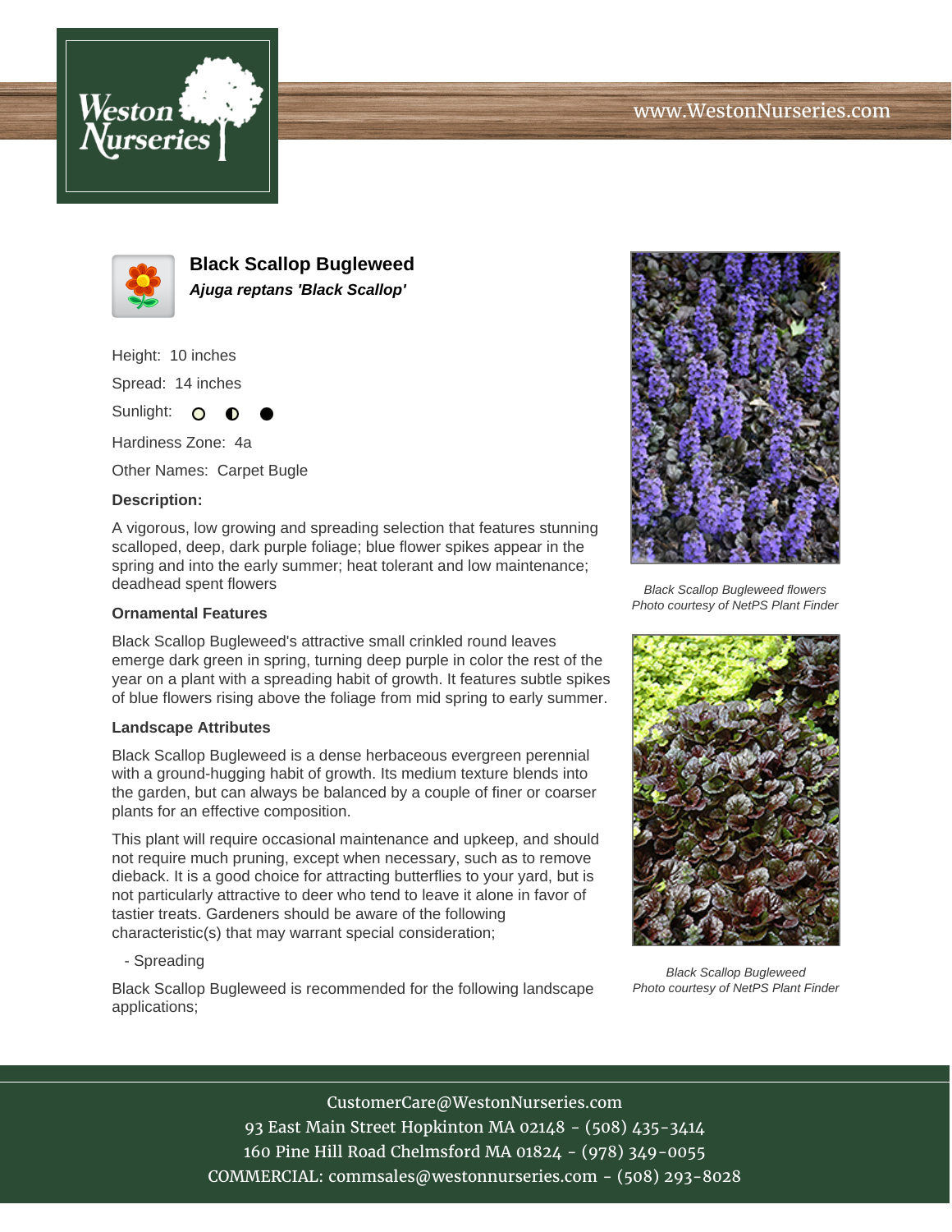# Black Scallop Bugleweed

***Ajuga reptans 'Black Scallop'***

Height: 10 inches

Spread: 14 inches

Sunlight: ○ ◐ ●

Hardiness Zone: 4a

Other Names: Carpet Bugle

**Description:**

A vigorous, low growing and spreading selection that features stunning scalloped, deep, dark purple foliage; blue flower spikes appear in the spring and into the early summer; heat tolerant and low maintenance; deadhead spent flowers

**Ornamental Features**

Black Scallop Bugleweed's attractive small crinkled round leaves emerge dark green in spring, turning deep purple in color the rest of the year on a plant with a spreading habit of growth. It features subtle spikes of blue flowers rising above the foliage from mid spring to early summer.

**Landscape Attributes**

Black Scallop Bugleweed is a dense herbaceous evergreen perennial with a ground-hugging habit of growth. Its medium texture blends into the garden, but can always be balanced by a couple of finer or coarser plants for an effective composition.

This plant will require occasional maintenance and upkeep, and should not require much pruning, except when necessary, such as to remove dieback. It is a good choice for attracting butterflies to your yard, but is not particularly attractive to deer who tend to leave it alone in favor of tastier treats. Gardeners should be aware of the following characteristic(s) that may warrant special consideration;

- Spreading

Black Scallop Bugleweed is recommended for the following landscape applications;

*Black Scallop Bugleweed flowers*
*Photo courtesy of NetPS Plant Finder*

*Black Scallop Bugleweed*
*Photo courtesy of NetPS Plant Finder*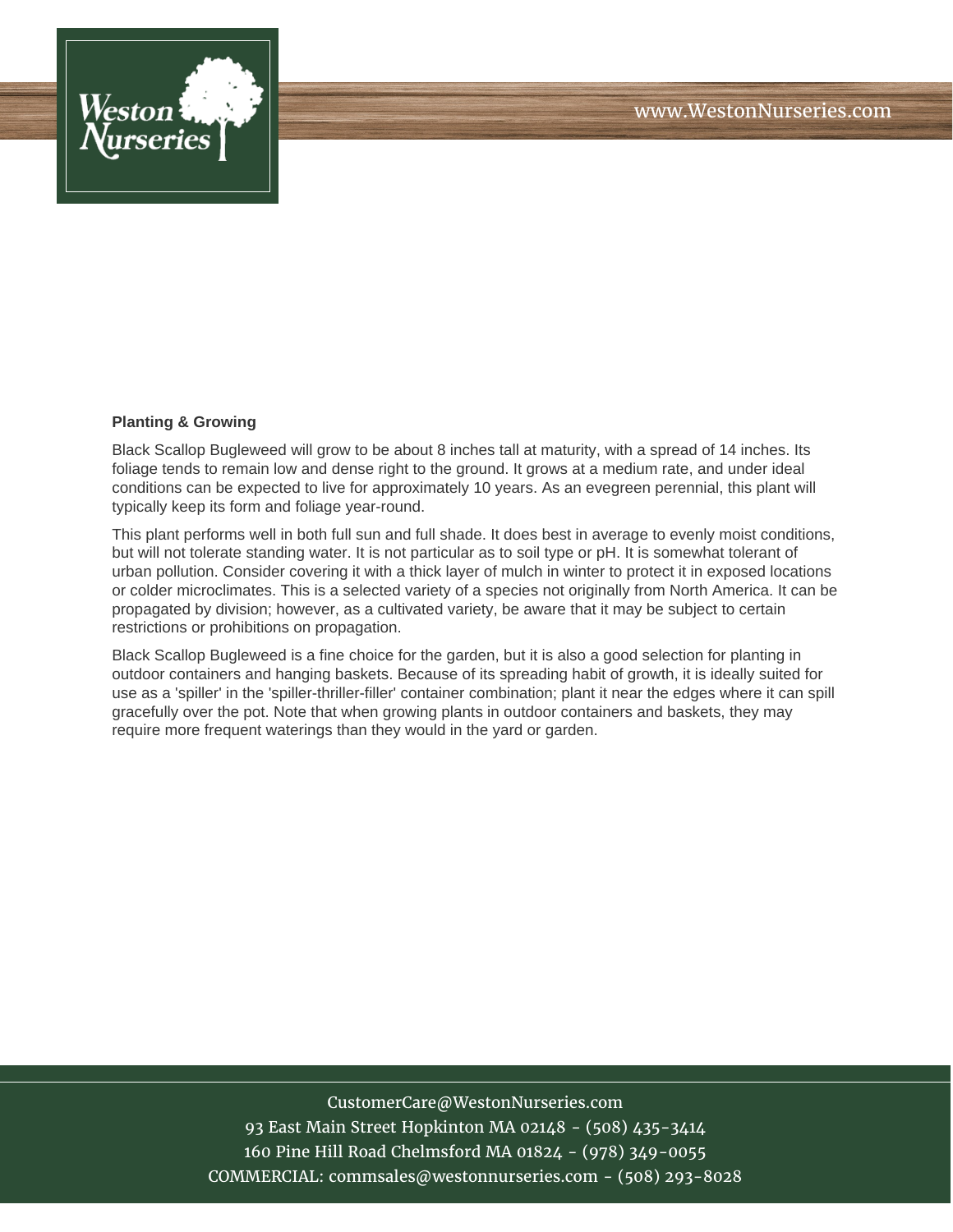**Planting & Growing**

Black Scallop Bugleweed will grow to be about 8 inches tall at maturity, with a spread of 14 inches. Its foliage tends to remain low and dense right to the ground. It grows at a medium rate, and under ideal conditions can be expected to live for approximately 10 years. As an evegreen perennial, this plant will typically keep its form and foliage year-round.

This plant performs well in both full sun and full shade. It does best in average to evenly moist conditions, but will not tolerate standing water. It is not particular as to soil type or pH. It is somewhat tolerant of urban pollution. Consider covering it with a thick layer of mulch in winter to protect it in exposed locations or colder microclimates. This is a selected variety of a species not originally from North America. It can be propagated by division; however, as a cultivated variety, be aware that it may be subject to certain restrictions or prohibitions on propagation.

Black Scallop Bugleweed is a fine choice for the garden, but it is also a good selection for planting in outdoor containers and hanging baskets. Because of its spreading habit of growth, it is ideally suited for use as a 'spiller' in the 'spiller-thriller-filler' container combination; plant it near the edges where it can spill gracefully over the pot. Note that when growing plants in outdoor containers and baskets, they may require more frequent waterings than they would in the yard or garden.